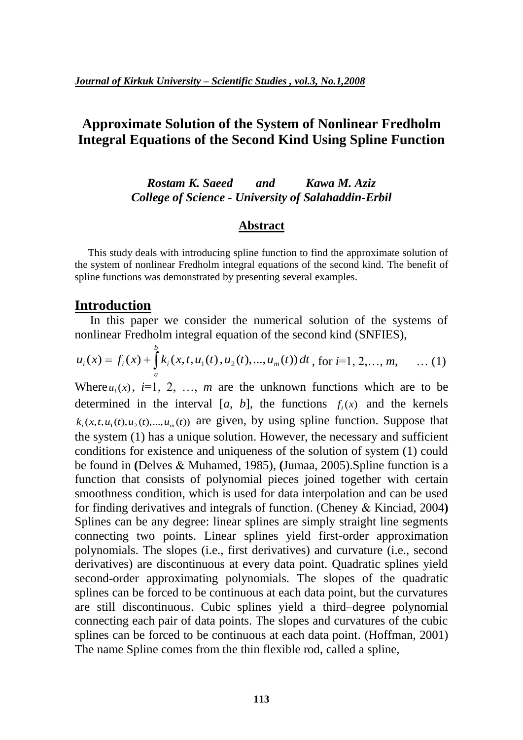# Approximate Solution of the System of Nonlinear Fredholm Integral Equations of the Second Kind Using Spline Function

***Rostam K. Saeed*** **and** ***Kawa M. Aziz***
***College of Science - University of Salahaddin-Erbil***

## Abstract

This study deals with introducing spline function to find the approximate solution of the system of nonlinear Fredholm integral equations of the second kind. The benefit of spline functions was demonstrated by presenting several examples.

## Introduction

In this paper we consider the numerical solution of the systems of nonlinear Fredholm integral equation of the second kind (SNFIES),

$$u_i(x) = f_i(x) + \int_a^b k_i(x,t,u_1(t),u_2(t),...,u_m(t))\,dt \text{, for } i=1, 2,\dots, m, \quad \dots (1)$$

Where $u_i(x)$, $i$=1, 2, …, $m$ are the unknown functions which are to be determined in the interval [$a$, $b$], the functions $f_i(x)$ and the kernels $k_i(x,t,u_1(t),u_2(t),...,u_m(t))$ are given, by using spline function. Suppose that the system (1) has a unique solution. However, the necessary and sufficient conditions for existence and uniqueness of the solution of system (1) could be found in **(**Delves & Muhamed, 1985), **(**Jumaa, 2005).Spline function is a function that consists of polynomial pieces joined together with certain smoothness condition, which is used for data interpolation and can be used for finding derivatives and integrals of function. (Cheney & Kinciad, 2004**)** Splines can be any degree: linear splines are simply straight line segments connecting two points. Linear splines yield first-order approximation polynomials. The slopes (i.e., first derivatives) and curvature (i.e., second derivatives) are discontinuous at every data point. Quadratic splines yield second-order approximating polynomials. The slopes of the quadratic splines can be forced to be continuous at each data point, but the curvatures are still discontinuous. Cubic splines yield a third–degree polynomial connecting each pair of data points. The slopes and curvatures of the cubic splines can be forced to be continuous at each data point. (Hoffman, 2001) The name Spline comes from the thin flexible rod, called a spline,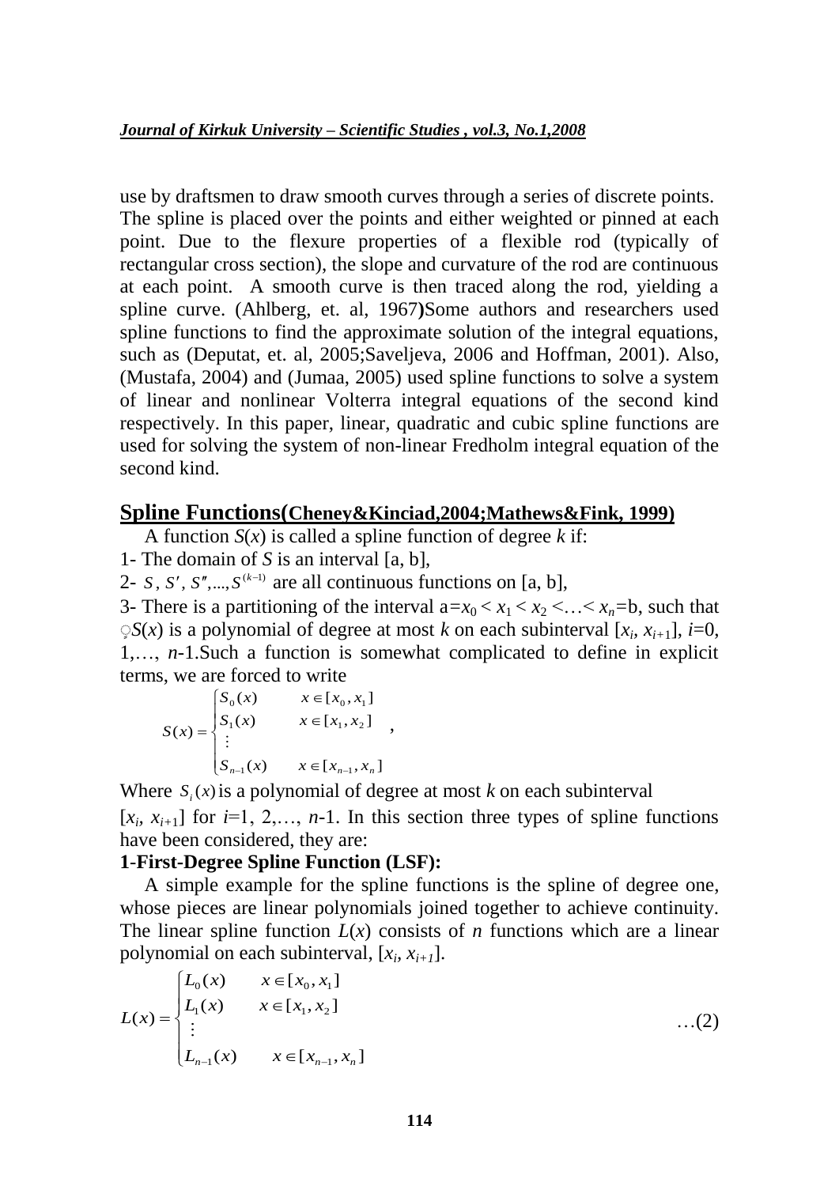use by draftsmen to draw smooth curves through a series of discrete points. The spline is placed over the points and either weighted or pinned at each point. Due to the flexure properties of a flexible rod (typically of rectangular cross section), the slope and curvature of the rod are continuous at each point. A smooth curve is then traced along the rod, yielding a spline curve. (Ahlberg, et. al, 1967)Some authors and researchers used spline functions to find the approximate solution of the integral equations, such as (Deputat, et. al, 2005;Saveljeva, 2006 and Hoffman, 2001). Also, (Mustafa, 2004) and (Jumaa, 2005) used spline functions to solve a system of linear and nonlinear Volterra integral equations of the second kind respectively. In this paper, linear, quadratic and cubic spline functions are used for solving the system of non-linear Fredholm integral equation of the second kind.

## Spline Functions(Cheney&Kinciad,2004;Mathews&Fink, 1999)

A function $S(x)$ is called a spline function of degree $k$ if:

1- The domain of $S$ is an interval [a, b],

2- $S, S', S'', ..., S^{(k-1)}$ are all continuous functions on [a, b],

3- There is a partitioning of the interval $a=x_0 < x_1 < x_2 < \ldots < x_n=b$, such that $S(x)$ is a polynomial of degree at most $k$ on each subinterval $[x_i, x_{i+1}]$, $i=0, 1, \ldots, n-1$.Such a function is somewhat complicated to define in explicit terms, we are forced to write

$$S(x) = \begin{cases} S_0(x) & x \in [x_0, x_1] \\ S_1(x) & x \in [x_1, x_2] \\ \vdots & \\ S_{n-1}(x) & x \in [x_{n-1}, x_n] \end{cases} ,$$

Where $S_i(x)$ is a polynomial of degree at most $k$ on each subinterval $[x_i, x_{i+1}]$ for $i=1, 2, \ldots, n-1$. In this section three types of spline functions have been considered, they are:

**1-First-Degree Spline Function (LSF):**

A simple example for the spline functions is the spline of degree one, whose pieces are linear polynomials joined together to achieve continuity. The linear spline function $L(x)$ consists of $n$ functions which are a linear polynomial on each subinterval, $[x_i, x_{i+1}]$.

$$L(x) = \begin{cases} L_0(x) & x \in [x_0, x_1] \\ L_1(x) & x \in [x_1, x_2] \\ \vdots & \\ L_{n-1}(x) & x \in [x_{n-1}, x_n] \end{cases} \qquad \ldots(2)$$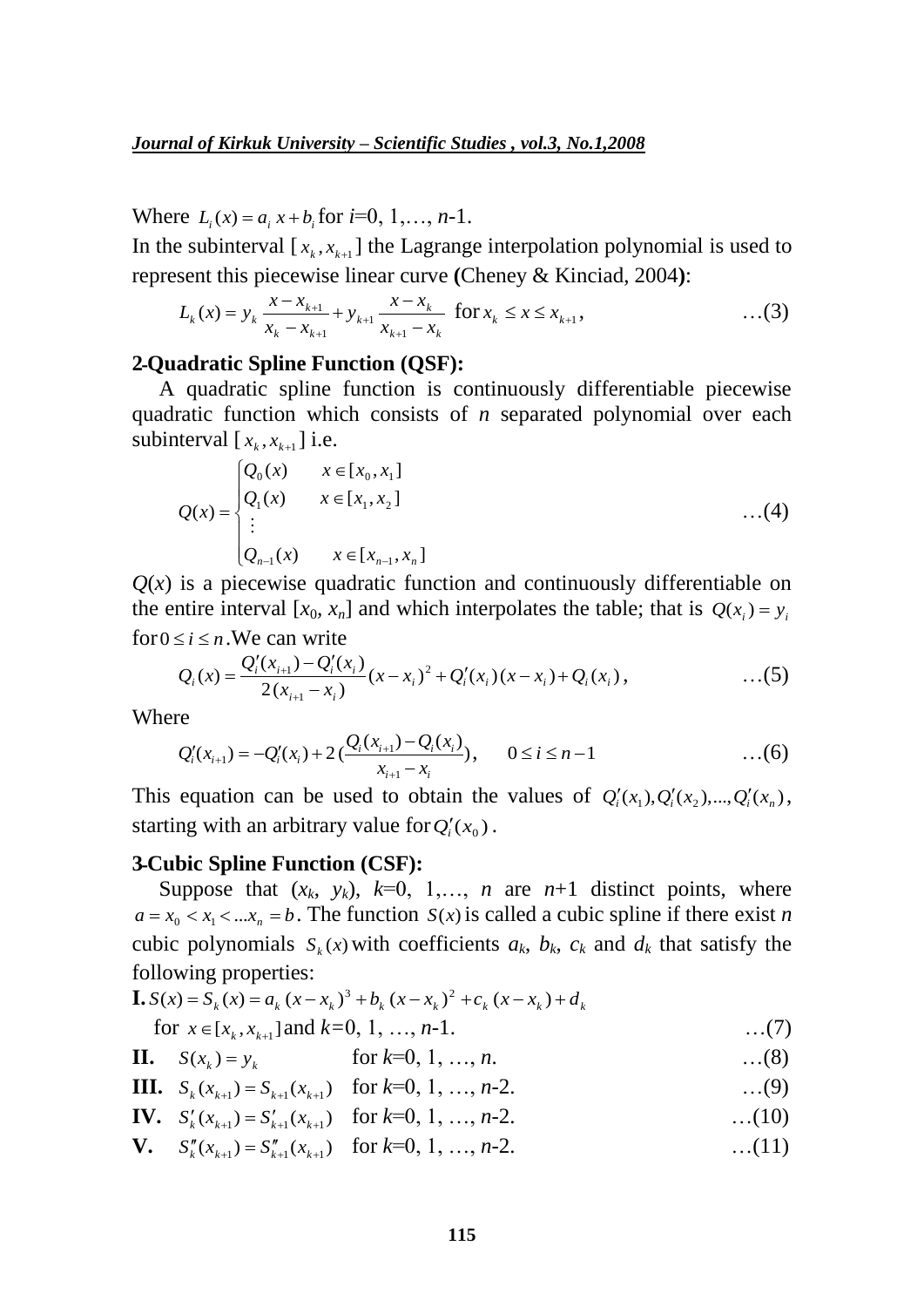Where $L_i(x) = a_i\, x + b_i$ for $i$=0, 1,…, $n$-1.

In the subinterval $[x_k, x_{k+1}]$ the Lagrange interpolation polynomial is used to represent this piecewise linear curve **(**Cheney & Kinciad, 2004**)**:

$$L_k(x) = y_k \frac{x - x_{k+1}}{x_k - x_{k+1}} + y_{k+1} \frac{x - x_k}{x_{k+1} - x_k} \text{ for } x_k \le x \le x_{k+1}, \qquad \ldots(3)$$

## 2-Quadratic Spline Function (QSF):

A quadratic spline function is continuously differentiable piecewise quadratic function which consists of $n$ separated polynomial over each subinterval $[x_k, x_{k+1}]$ i.e.

$$Q(x) = \begin{cases} Q_0(x) & x \in [x_0, x_1] \\ Q_1(x) & x \in [x_1, x_2] \\ \vdots & \\ Q_{n-1}(x) & x \in [x_{n-1}, x_n] \end{cases} \qquad \ldots(4)$$

$Q(x)$ is a piecewise quadratic function and continuously differentiable on the entire interval $[x_0, x_n]$ and which interpolates the table; that is $Q(x_i) = y_i$ for $0 \le i \le n$. We can write

$$Q_i(x) = \frac{Q_i'(x_{i+1}) - Q_i'(x_i)}{2(x_{i+1} - x_i)}(x - x_i)^2 + Q_i'(x_i)(x - x_i) + Q_i(x_i), \qquad \ldots(5)$$

Where

$$Q_i'(x_{i+1}) = -Q_i'(x_i) + 2\left(\frac{Q_i(x_{i+1}) - Q_i(x_i)}{x_{i+1} - x_i}\right), \qquad 0 \le i \le n-1 \qquad \ldots(6)$$

This equation can be used to obtain the values of $Q_i'(x_1), Q_i'(x_2), ..., Q_i'(x_n)$, starting with an arbitrary value for $Q_i'(x_0)$.

## 3-Cubic Spline Function (CSF):

Suppose that $(x_k, y_k)$, $k$=0, 1,…, $n$ are $n$+1 distinct points, where $a = x_0 < x_1 < ...x_n = b$. The function $S(x)$ is called a cubic spline if there exist $n$ cubic polynomials $S_k(x)$ with coefficients $a_k$, $b_k$, $c_k$ and $d_k$ that satisfy the following properties:

**I.** $S(x) = S_k(x) = a_k\,(x - x_k)^3 + b_k\,(x - x_k)^2 + c_k\,(x - x_k) + d_k$

for $x \in [x_k, x_{k+1}]$ and $k$=0, 1, …, $n$-1. …(7)

**II.** $S(x_k) = y_k$ for $k$=0, 1, …, $n$. …(8)

**III.** $S_k(x_{k+1}) = S_{k+1}(x_{k+1})$ for $k$=0, 1, …, $n$-2. …(9)

**IV.** $S_k'(x_{k+1}) = S_{k+1}'(x_{k+1})$ for $k$=0, 1, …, $n$-2. …(10)

**V.** $S_k''(x_{k+1}) = S_{k+1}''(x_{k+1})$ for $k$=0, 1, …, $n$-2. …(11)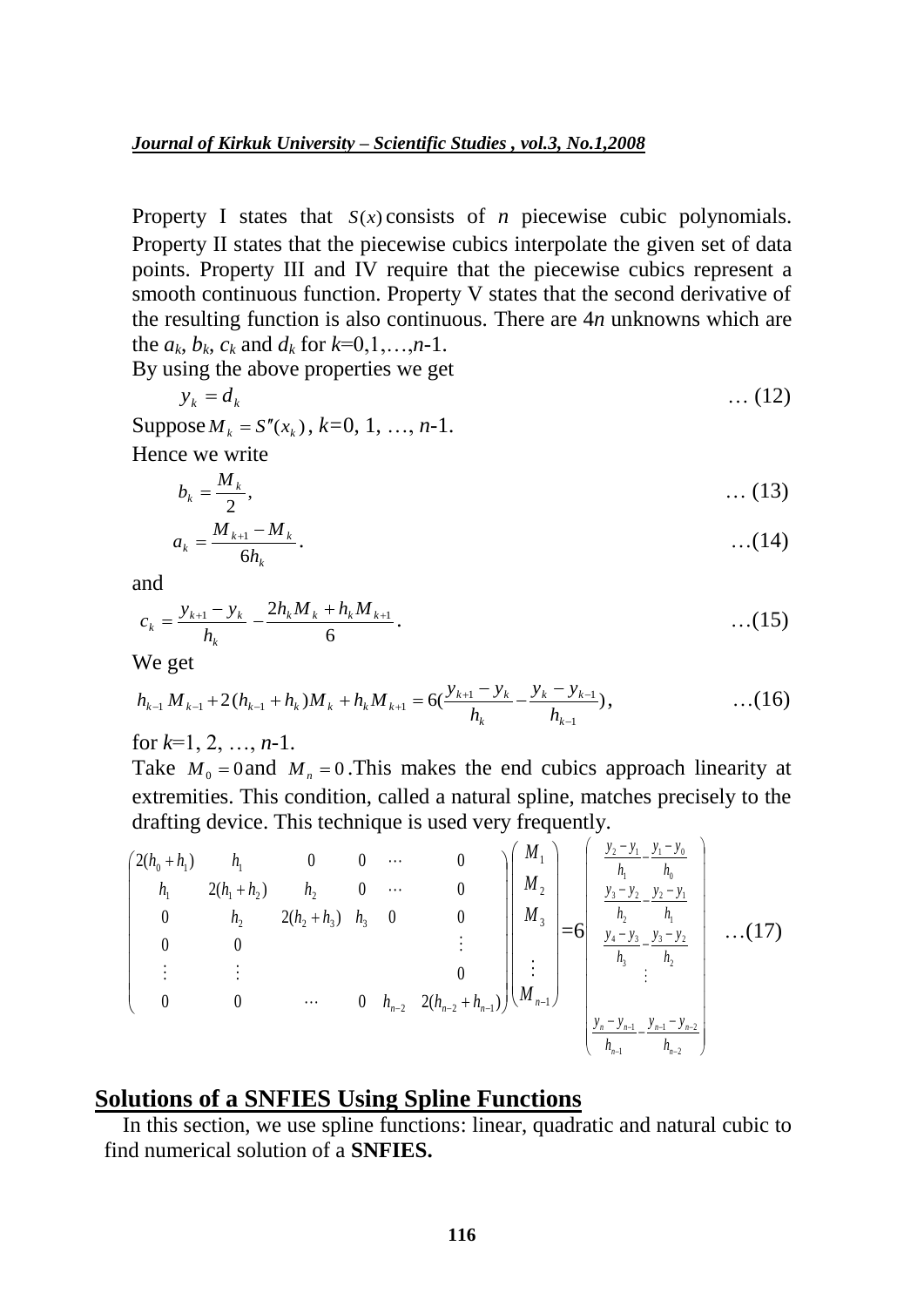Property I states that $S(x)$ consists of $n$ piecewise cubic polynomials. Property II states that the piecewise cubics interpolate the given set of data points. Property III and IV require that the piecewise cubics represent a smooth continuous function. Property V states that the second derivative of the resulting function is also continuous. There are $4n$ unknowns which are the $a_k$, $b_k$, $c_k$ and $d_k$ for $k=0,1,\ldots,n-1$.

By using the above properties we get

$$y_k = d_k \qquad \ldots (12)$$

Suppose $M_k = S''(x_k)$, $k=0, 1, \ldots, n-1$.

Hence we write

$$b_k = \frac{M_k}{2}, \qquad \ldots (13)$$

$$a_k = \frac{M_{k+1} - M_k}{6h_k}. \qquad \ldots (14)$$

and

$$c_k = \frac{y_{k+1} - y_k}{h_k} - \frac{2h_k M_k + h_k M_{k+1}}{6}. \qquad \ldots (15)$$

We get

$$h_{k-1} M_{k-1} + 2(h_{k-1} + h_k) M_k + h_k M_{k+1} = 6\left(\frac{y_{k+1} - y_k}{h_k} - \frac{y_k - y_{k-1}}{h_{k-1}}\right), \qquad \ldots (16)$$

for $k=1, 2, \ldots, n-1$.

Take $M_0 = 0$ and $M_n = 0$. This makes the end cubics approach linearity at extremities. This condition, called a natural spline, matches precisely to the drafting device. This technique is used very frequently.

$$\begin{pmatrix} 2(h_0+h_1) & h_1 & 0 & 0 & \cdots & 0 \\ h_1 & 2(h_1+h_2) & h_2 & 0 & \cdots & 0 \\ 0 & h_2 & 2(h_2+h_3) & h_3 & 0 & 0 \\ 0 & 0 & & & & \vdots \\ \vdots & \vdots & & & & 0 \\ 0 & 0 & \cdots & 0 & h_{n-2} & 2(h_{n-2}+h_{n-1}) \end{pmatrix} \begin{pmatrix} M_1 \\ M_2 \\ M_3 \\ \vdots \\ M_{n-1} \end{pmatrix} = 6 \begin{pmatrix} \frac{y_2-y_1}{h_1} - \frac{y_1-y_0}{h_0} \\ \frac{y_3-y_2}{h_2} - \frac{y_2-y_1}{h_1} \\ \frac{y_4-y_3}{h_3} - \frac{y_3-y_2}{h_2} \\ \vdots \\ \frac{y_n-y_{n-1}}{h_{n-1}} - \frac{y_{n-1}-y_{n-2}}{h_{n-2}} \end{pmatrix} \qquad \ldots (17)$$

## Solutions of a SNFIES Using Spline Functions

In this section, we use spline functions: linear, quadratic and natural cubic to find numerical solution of a **SNFIES.**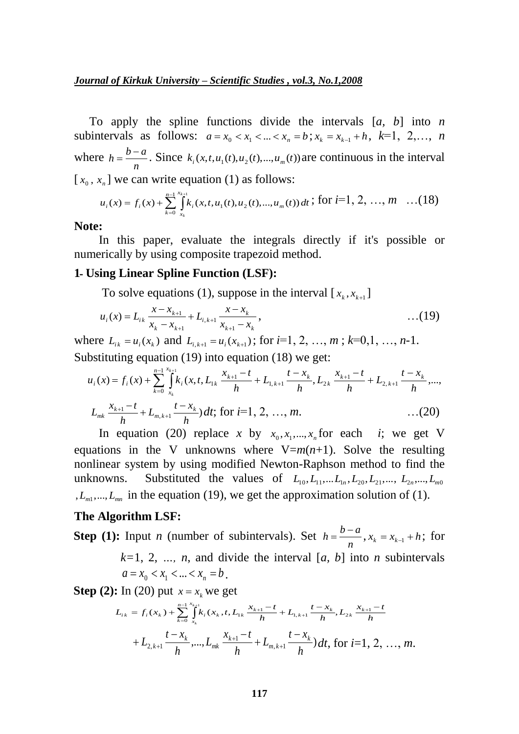To apply the spline functions divide the intervals [*a*, *b*] into *n* subintervals as follows: $a = x_0 < x_1 < ... < x_n = b$; $x_k = x_{k-1} + h$, *k*=1, 2,…, *n* where $h = \frac{b-a}{n}$. Since $k_i(x,t,u_1(t),u_2(t),...,u_m(t))$ are continuous in the interval $[x_0, x_n]$ we can write equation (1) as follows:

$$u_i(x) = f_i(x) + \sum_{k=0}^{n-1} \int_{x_k}^{x_{k+1}} k_i(x,t,u_1(t),u_2(t),...,u_m(t))\,dt \text{; for } i=1, 2, \ldots, m \quad \ldots(18)$$

**Note:**

In this paper, evaluate the integrals directly if it's possible or numerically by using composite trapezoid method.

### 1- Using Linear Spline Function (LSF):

To solve equations (1), suppose in the interval $[x_k, x_{k+1}]$

$$u_i(x) = L_{ik}\,\frac{x - x_{k+1}}{x_k - x_{k+1}} + L_{i,k+1}\,\frac{x - x_k}{x_{k+1} - x_k}, \quad \ldots(19)$$

where $L_{ik} = u_i(x_k)$ and $L_{i,k+1} = u_i(x_{k+1})$; for *i*=1, 2, …, *m* ; *k*=0,1, …, *n*-1.

Substituting equation (19) into equation (18) we get:

$$u_i(x) = f_i(x) + \sum_{k=0}^{n-1} \int_{x_k}^{x_{k+1}} k_i\Big(x,t,L_{1k}\,\frac{x_{k+1}-t}{h} + L_{1,k+1}\,\frac{t-x_k}{h}, L_{2k}\,\frac{x_{k+1}-t}{h} + L_{2,k+1}\,\frac{t-x_k}{h},...,$$

$$L_{mk}\,\frac{x_{k+1}-t}{h} + L_{m,k+1}\,\frac{t-x_k}{h}\Big)dt\text{; for } i=1, 2, \ldots, m. \quad \ldots(20)$$

In equation (20) replace *x* by $x_0, x_1, ..., x_n$ for each *i*; we get V equations in the V unknowns where V=*m*(*n*+1). Solve the resulting nonlinear system by using modified Newton-Raphson method to find the unknowns. Substituted the values of $L_{10}, L_{11}, ... L_{1n}, L_{20}, L_{21}, ..., L_{2n}, ..., L_{m0}, L_{m1}, ..., L_{mn}$ in the equation (19), we get the approximation solution of (1).

### The Algorithm LSF:

**Step (1):** Input *n* (number of subintervals). Set $h = \frac{b-a}{n}, x_k = x_{k-1} + h$; for *k*=1, 2, …, *n*, and divide the interval [*a*, *b*] into *n* subintervals $a = x_0 < x_1 < ... < x_n = b$.

**Step (2):** In (20) put $x = x_k$ we get

$$L_{ik} = f_i(x_k) + \sum_{k=0}^{n-1} \int_{x_k}^{x_{k+1}} k_i\Big(x_k,t,L_{1k}\,\frac{x_{k+1}-t}{h} + L_{1,k+1}\,\frac{t-x_k}{h}, L_{2k}\,\frac{x_{k+1}-t}{h}$$

$$+ L_{2,k+1}\,\frac{t-x_k}{h},..., L_{mk}\,\frac{x_{k+1}-t}{h} + L_{m,k+1}\,\frac{t-x_k}{h}\Big)dt\text{, for } i=1, 2, \ldots, m.$$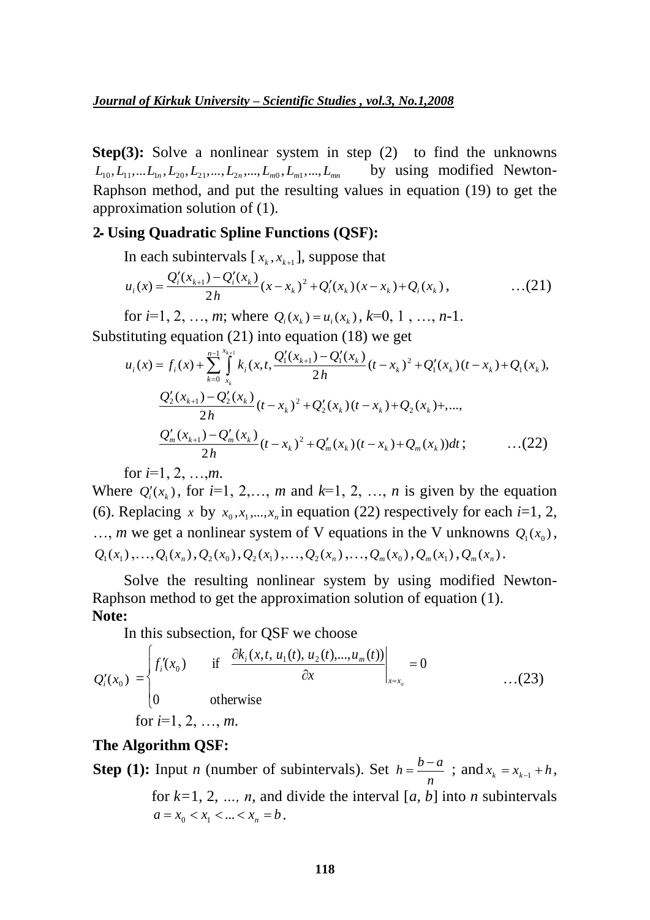**Step(3):** Solve a nonlinear system in step (2) to find the unknowns $L_{10}, L_{11}, ...L_{1n}, L_{20}, L_{21}, ..., L_{2n}, ..., L_{m0}, L_{m1}, ..., L_{mn}$ by using modified Newton-Raphson method, and put the resulting values in equation (19) to get the approximation solution of (1).

### 2- Using Quadratic Spline Functions (QSF):

In each subintervals [ $x_k, x_{k+1}$], suppose that

$$u_i(x) = \frac{Q_i'(x_{k+1}) - Q_i'(x_k)}{2h}(x - x_k)^2 + Q_i'(x_k)(x - x_k) + Q_i(x_k), \qquad \ldots(21)$$

for $i$=1, 2, …, $m$; where $Q_i(x_k) = u_i(x_k)$, $k$=0, 1 , …, $n$-1.
Substituting equation (21) into equation (18) we get

$$\begin{aligned} u_i(x) = f_i(x) + \sum_{k=0}^{n-1} \int_{x_k}^{x_{k+1}} k_i(x, t, & \frac{Q_1'(x_{k+1}) - Q_1'(x_k)}{2h}(t - x_k)^2 + Q_1'(x_k)(t - x_k) + Q_1(x_k), \\ & \frac{Q_2'(x_{k+1}) - Q_2'(x_k)}{2h}(t - x_k)^2 + Q_2'(x_k)(t - x_k) + Q_2(x_k) +, ..., \\ & \frac{Q_m'(x_{k+1}) - Q_m'(x_k)}{2h}(t - x_k)^2 + Q_m'(x_k)(t - x_k) + Q_m(x_k))dt; \qquad \ldots(22) \end{aligned}$$

for $i$=1, 2, …,$m$.
Where $Q_i'(x_k)$, for $i$=1, 2,…, $m$ and $k$=1, 2, …, $n$ is given by the equation (6). Replacing $x$ by $x_0, x_1, ..., x_n$ in equation (22) respectively for each $i$=1, 2, …, $m$ we get a nonlinear system of V equations in the V unknowns $Q_1(x_0)$, $Q_1(x_1), \ldots, Q_1(x_n), Q_2(x_0), Q_2(x_1), \ldots, Q_2(x_n), \ldots, Q_m(x_0), Q_m(x_1), Q_m(x_n)$.

Solve the resulting nonlinear system by using modified Newton-Raphson method to get the approximation solution of equation (1).

**Note:**

In this subsection, for QSF we choose

$$Q_i'(x_0) = \begin{cases} f_i'(x_0) & \text{if } \left. \dfrac{\partial k_i(x, t, u_1(t), u_2(t), ..., u_m(t))}{\partial x} \right|_{x = x_o} = 0 \\ 0 & \text{otherwise} \end{cases} \qquad \ldots(23)$$

for $i$=1, 2, …, $m$.

**The Algorithm QSF:**

**Step (1):** Input $n$ (number of subintervals). Set $h = \dfrac{b-a}{n}$ ; and $x_k = x_{k-1} + h$, for $k$=1, 2, …, $n$, and divide the interval [$a$, $b$] into $n$ subintervals $a = x_0 < x_1 < ... < x_n = b$.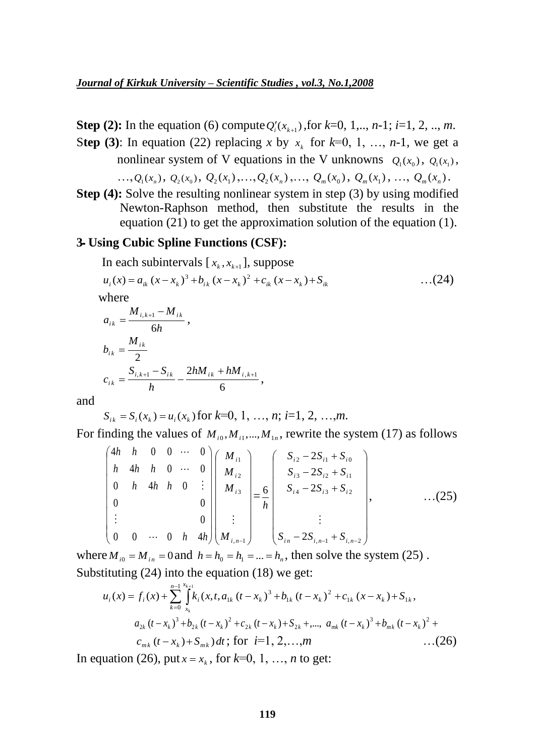**Step (2):** In the equation (6) compute $Q_i'(x_{k+1})$ ,for $k$=0, 1,.., $n$-1; $i$=1, 2, .., $m$.

**Step (3)**: In equation (22) replacing $x$ by $x_k$ for $k$=0, 1, …, $n$-1, we get a nonlinear system of V equations in the V unknowns $Q_1(x_0)$, $Q_1(x_1)$, $\ldots, Q_1(x_n)$, $Q_2(x_0)$, $Q_2(x_1), \ldots, Q_2(x_n), \ldots$, $Q_m(x_0)$, $Q_m(x_1)$, …, $Q_m(x_n)$.

**Step (4):** Solve the resulting nonlinear system in step (3) by using modified Newton-Raphson method, then substitute the results in the equation (21) to get the approximation solution of the equation (1).

## 3- Using Cubic Spline Functions (CSF):

In each subintervals [ $x_k, x_{k+1}$], suppose

$$u_i(x) = a_{ik}(x-x_k)^3 + b_{ik}(x-x_k)^2 + c_{ik}(x-x_k) + S_{ik} \qquad \ldots(24)$$

where

$$a_{ik} = \frac{M_{i,k+1} - M_{ik}}{6h},$$

$$b_{ik} = \frac{M_{ik}}{2}$$

$$c_{ik} = \frac{S_{i,k+1} - S_{ik}}{h} - \frac{2hM_{ik} + hM_{i,k+1}}{6},$$

and

$S_{ik} = S_i(x_k) = u_i(x_k)$ for $k$=0, 1, …, $n$; $i$=1, 2, …,$m$.

For finding the values of $M_{i0}, M_{i1}, \ldots, M_{1n}$, rewrite the system (17) as follows

$$\begin{pmatrix} 4h & h & 0 & 0 & \cdots & 0 \\ h & 4h & h & 0 & \cdots & 0 \\ 0 & h & 4h & h & 0 & \vdots \\ 0 & & & & & 0 \\ \vdots & & & & & 0 \\ 0 & 0 & \cdots & 0 & h & 4h \end{pmatrix} \begin{pmatrix} M_{i1} \\ M_{i2} \\ M_{i3} \\ \\ \vdots \\ M_{i,n-1} \end{pmatrix} = \frac{6}{h} \begin{pmatrix} S_{i2} - 2S_{i1} + S_{i0} \\ S_{i3} - 2S_{i2} + S_{i1} \\ S_{i4} - 2S_{i3} + S_{i2} \\ \\ \vdots \\ S_{in} - 2S_{i,n-1} + S_{i,n-2} \end{pmatrix}, \qquad \ldots(25)$$

where $M_{i0} = M_{in} = 0$ and $h = h_0 = h_1 = \ldots = h_n$, then solve the system (25) .

Substituting (24) into the equation (18) we get:

$$u_i(x) = f_i(x) + \sum_{k=0}^{n-1} \int_{x_k}^{x_{k+1}} k_i(x, t, a_{1k}(t-x_k)^3 + b_{1k}(t-x_k)^2 + c_{1k}(x-x_k) + S_{1k},$$
$$a_{2k}(t-x_k)^3 + b_{2k}(t-x_k)^2 + c_{2k}(t-x_k) + S_{2k}, \ldots, \; a_{mk}(t-x_k)^3 + b_{mk}(t-x_k)^2 +$$
$$c_{mk}(t-x_k) + S_{mk})\,dt \text{; for } i=1, 2, \ldots, m \qquad \ldots(26)$$

In equation (26), put $x = x_k$, for $k$=0, 1, …, $n$ to get: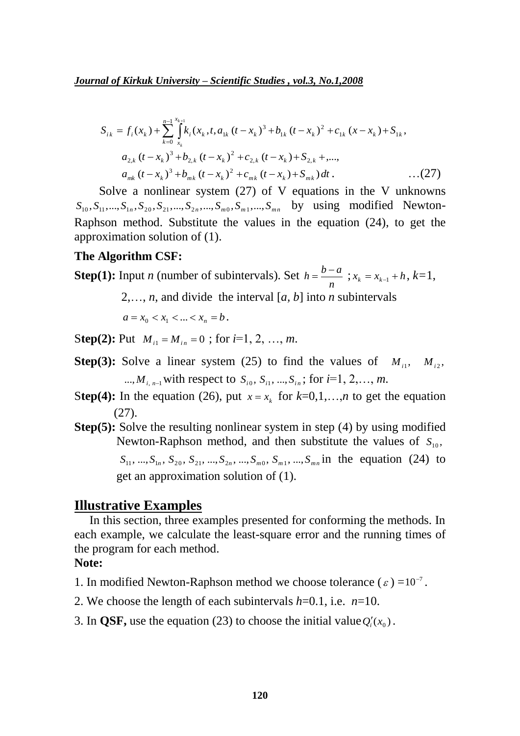$$S_{ik} = f_i(x_k) + \sum_{k=0}^{n-1} \int_{x_k}^{x_{k+1}} k_i(x_k, t, a_{1k}(t-x_k)^3 + b_{1k}(t-x_k)^2 + c_{1k}(x-x_k) + S_{1k},$$
$$a_{2,k}(t-x_k)^3 + b_{2,k}(t-x_k)^2 + c_{2,k}(t-x_k) + S_{2,k} + ,...,$$
$$a_{mk}(t-x_k)^3 + b_{mk}(t-x_k)^2 + c_{mk}(t-x_k) + S_{mk})\,dt\,. \qquad \ldots(27)$$

Solve a nonlinear system (27) of V equations in the V unknowns $S_{10}, S_{11}, ..., S_{1n}, S_{20}, S_{21}, ..., S_{2n}, ..., S_{m0}, S_{m1}, ..., S_{mn}$ by using modified Newton-Raphson method. Substitute the values in the equation (24), to get the approximation solution of (1).

**The Algorithm CSF:**

**Step(1):** Input *n* (number of subintervals). Set $h = \dfrac{b-a}{n}$ ; $x_k = x_{k-1} + h$, *k*=1, 2,…, *n*, and divide the interval [*a*, *b*] into *n* subintervals $a = x_0 < x_1 < ... < x_n = b$.

**Step(2):** Put $M_{i1} = M_{in} = 0$ ; for *i*=1, 2, …, *m*.

**Step(3):** Solve a linear system (25) to find the values of $M_{i1}$, $M_{i2}$, $..., M_{i,\,n-1}$ with respect to $S_{i0}, S_{i1}, ..., S_{in}$; for *i*=1, 2,…, *m*.

**Step(4):** In the equation (26), put $x = x_k$ for *k*=0,1,…,*n* to get the equation (27).

**Step(5):** Solve the resulting nonlinear system in step (4) by using modified Newton-Raphson method, and then substitute the values of $S_{10}$, $S_{11}, ..., S_{1n}, S_{20}, S_{21}, ..., S_{2n}, ..., S_{m0}, S_{m1}, ..., S_{mn}$ in the equation (24) to get an approximation solution of (1).

## Illustrative Examples

In this section, three examples presented for conforming the methods. In each example, we calculate the least-square error and the running times of the program for each method.

**Note:**

1. In modified Newton-Raphson method we choose tolerance ($\varepsilon$) $=10^{-7}$.
2. We choose the length of each subintervals *h*=0.1, i.e. *n*=10.
3. In **QSF,** use the equation (23) to choose the initial value $Q_i'(x_0)$.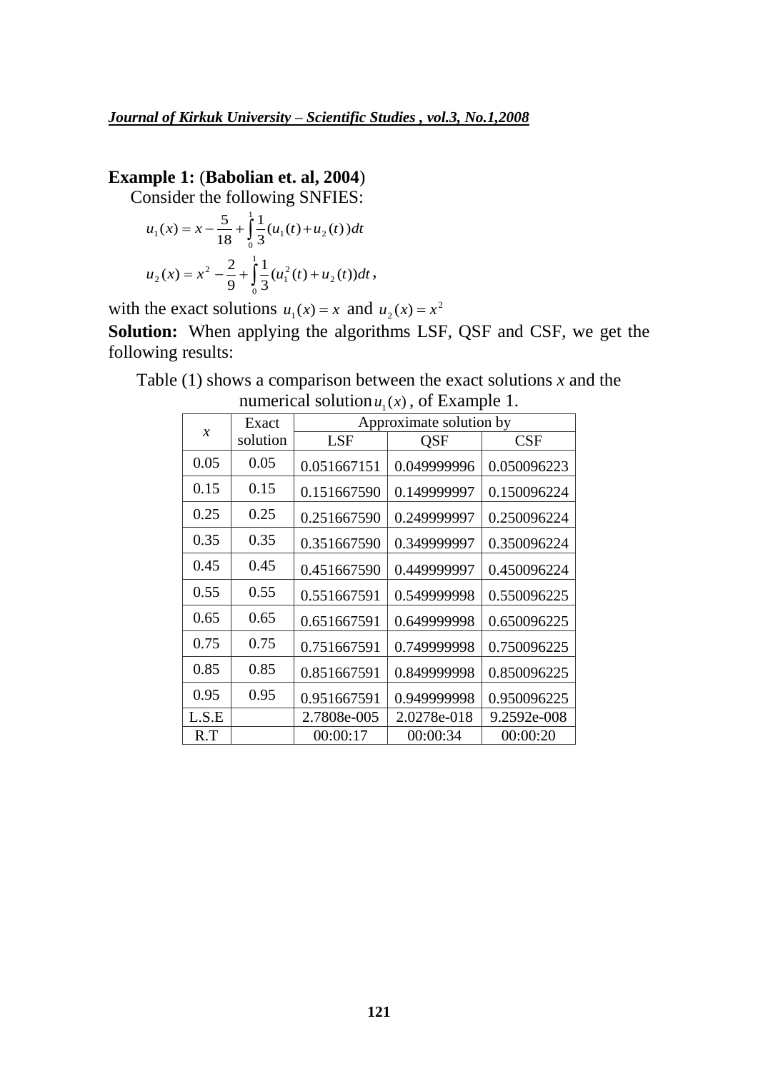**Example 1:** (**Babolian et. al, 2004**)

Consider the following SNFIES:

$$u_1(x) = x - \frac{5}{18} + \int_0^1 \frac{1}{3}(u_1(t) + u_2(t))dt$$

$$u_2(x) = x^2 - \frac{2}{9} + \int_0^1 \frac{1}{3}(u_1^2(t) + u_2(t))dt\,,$$

with the exact solutions $u_1(x) = x$ and $u_2(x) = x^2$

**Solution:** When applying the algorithms LSF, QSF and CSF, we get the following results:

Table (1) shows a comparison between the exact solutions *x* and the numerical solution $u_1(x)$, of Example 1.

| $x$ | Exact solution | Approximate solution by | | |
|---|---|---|---|---|
| | | LSF | QSF | CSF |
| 0.05 | 0.05 | 0.051667151 | 0.049999996 | 0.050096223 |
| 0.15 | 0.15 | 0.151667590 | 0.149999997 | 0.150096224 |
| 0.25 | 0.25 | 0.251667590 | 0.249999997 | 0.250096224 |
| 0.35 | 0.35 | 0.351667590 | 0.349999997 | 0.350096224 |
| 0.45 | 0.45 | 0.451667590 | 0.449999997 | 0.450096224 |
| 0.55 | 0.55 | 0.551667591 | 0.549999998 | 0.550096225 |
| 0.65 | 0.65 | 0.651667591 | 0.649999998 | 0.650096225 |
| 0.75 | 0.75 | 0.751667591 | 0.749999998 | 0.750096225 |
| 0.85 | 0.85 | 0.851667591 | 0.849999998 | 0.850096225 |
| 0.95 | 0.95 | 0.951667591 | 0.949999998 | 0.950096225 |
| L.S.E | | 2.7808e-005 | 2.0278e-018 | 9.2592e-008 |
| R.T | | 00:00:17 | 00:00:34 | 00:00:20 |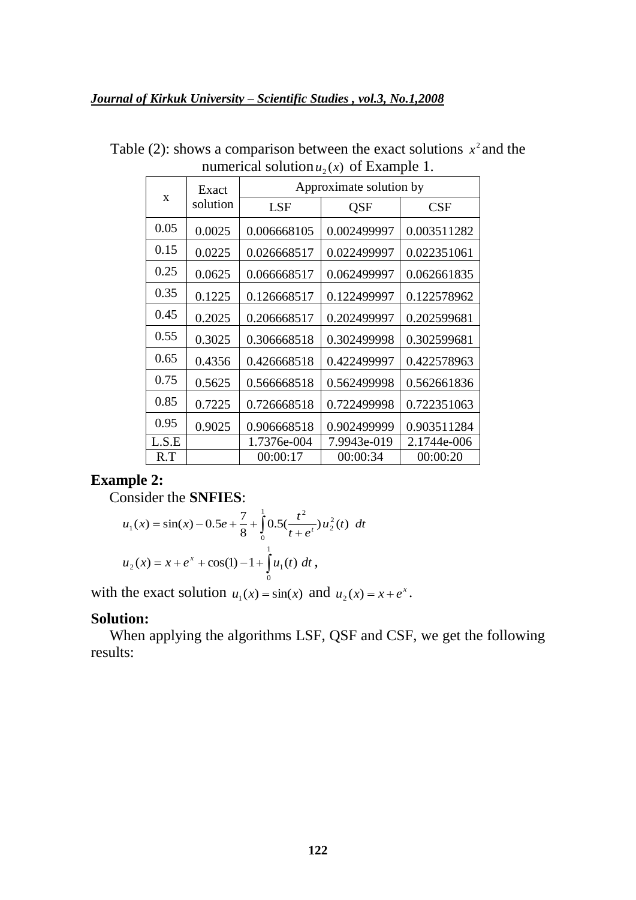Table (2): shows a comparison between the exact solutions $x^2$ and the numerical solution $u_2(x)$ of Example 1.

| x | Exact solution | Approximate solution by | | |
|---|---|---|---|---|
| | | LSF | QSF | CSF |
| 0.05 | 0.0025 | 0.006668105 | 0.002499997 | 0.003511282 |
| 0.15 | 0.0225 | 0.026668517 | 0.022499997 | 0.022351061 |
| 0.25 | 0.0625 | 0.066668517 | 0.062499997 | 0.062661835 |
| 0.35 | 0.1225 | 0.126668517 | 0.122499997 | 0.122578962 |
| 0.45 | 0.2025 | 0.206668517 | 0.202499997 | 0.202599681 |
| 0.55 | 0.3025 | 0.306668518 | 0.302499998 | 0.302599681 |
| 0.65 | 0.4356 | 0.426668518 | 0.422499997 | 0.422578963 |
| 0.75 | 0.5625 | 0.566668518 | 0.562499998 | 0.562661836 |
| 0.85 | 0.7225 | 0.726668518 | 0.722499998 | 0.722351063 |
| 0.95 | 0.9025 | 0.906668518 | 0.902499999 | 0.903511284 |
| L.S.E | | 1.7376e-004 | 7.9943e-019 | 2.1744e-006 |
| R.T | | 00:00:17 | 00:00:34 | 00:00:20 |

**Example 2:**

Consider the **SNFIES**:

$$u_1(x) = \sin(x) - 0.5e + \frac{7}{8} + \int_0^1 0.5\left(\frac{t^2}{t+e^t}\right) u_2^2(t)\ dt$$

$$u_2(x) = x + e^x + \cos(1) - 1 + \int_0^1 u_1(t)\ dt\,,$$

with the exact solution $u_1(x) = \sin(x)$ and $u_2(x) = x + e^x$.

**Solution:**

When applying the algorithms LSF, QSF and CSF, we get the following results: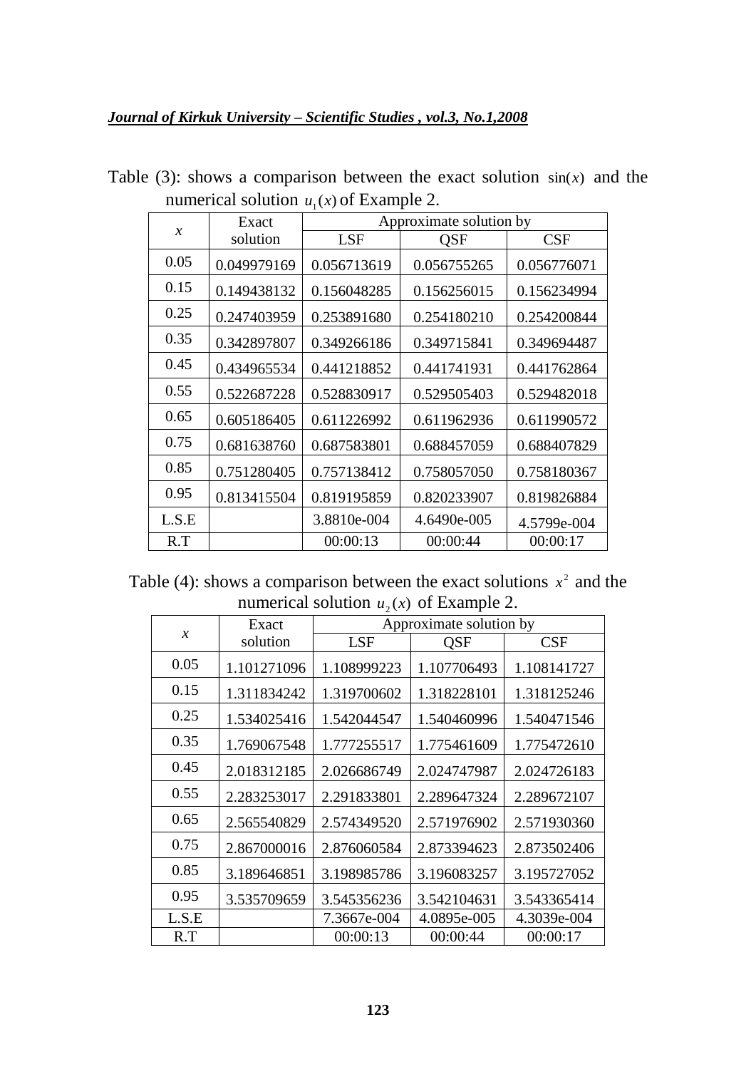Table (3): shows a comparison between the exact solution $\sin(x)$ and the numerical solution $u_1(x)$ of Example 2.

| $x$ | Exact solution | Approximate solution by | | |
|---|---|---|---|---|
| | | LSF | QSF | CSF |
| 0.05 | 0.049979169 | 0.056713619 | 0.056755265 | 0.056776071 |
| 0.15 | 0.149438132 | 0.156048285 | 0.156256015 | 0.156234994 |
| 0.25 | 0.247403959 | 0.253891680 | 0.254180210 | 0.254200844 |
| 0.35 | 0.342897807 | 0.349266186 | 0.349715841 | 0.349694487 |
| 0.45 | 0.434965534 | 0.441218852 | 0.441741931 | 0.441762864 |
| 0.55 | 0.522687228 | 0.528830917 | 0.529505403 | 0.529482018 |
| 0.65 | 0.605186405 | 0.611226992 | 0.611962936 | 0.611990572 |
| 0.75 | 0.681638760 | 0.687583801 | 0.688457059 | 0.688407829 |
| 0.85 | 0.751280405 | 0.757138412 | 0.758057050 | 0.758180367 |
| 0.95 | 0.813415504 | 0.819195859 | 0.820233907 | 0.819826884 |
| L.S.E | | 3.8810e-004 | 4.6490e-005 | 4.5799e-004 |
| R.T | | 00:00:13 | 00:00:44 | 00:00:17 |

Table (4): shows a comparison between the exact solutions $x^2$ and the numerical solution $u_2(x)$ of Example 2.

| $x$ | Exact solution | Approximate solution by | | |
|---|---|---|---|---|
| | | LSF | QSF | CSF |
| 0.05 | 1.101271096 | 1.108999223 | 1.107706493 | 1.108141727 |
| 0.15 | 1.311834242 | 1.319700602 | 1.318228101 | 1.318125246 |
| 0.25 | 1.534025416 | 1.542044547 | 1.540460996 | 1.540471546 |
| 0.35 | 1.769067548 | 1.777255517 | 1.775461609 | 1.775472610 |
| 0.45 | 2.018312185 | 2.026686749 | 2.024747987 | 2.024726183 |
| 0.55 | 2.283253017 | 2.291833801 | 2.289647324 | 2.289672107 |
| 0.65 | 2.565540829 | 2.574349520 | 2.571976902 | 2.571930360 |
| 0.75 | 2.867000016 | 2.876060584 | 2.873394623 | 2.873502406 |
| 0.85 | 3.189646851 | 3.198985786 | 3.196083257 | 3.195727052 |
| 0.95 | 3.535709659 | 3.545356236 | 3.542104631 | 3.543365414 |
| L.S.E | | 7.3667e-004 | 4.0895e-005 | 4.3039e-004 |
| R.T | | 00:00:13 | 00:00:44 | 00:00:17 |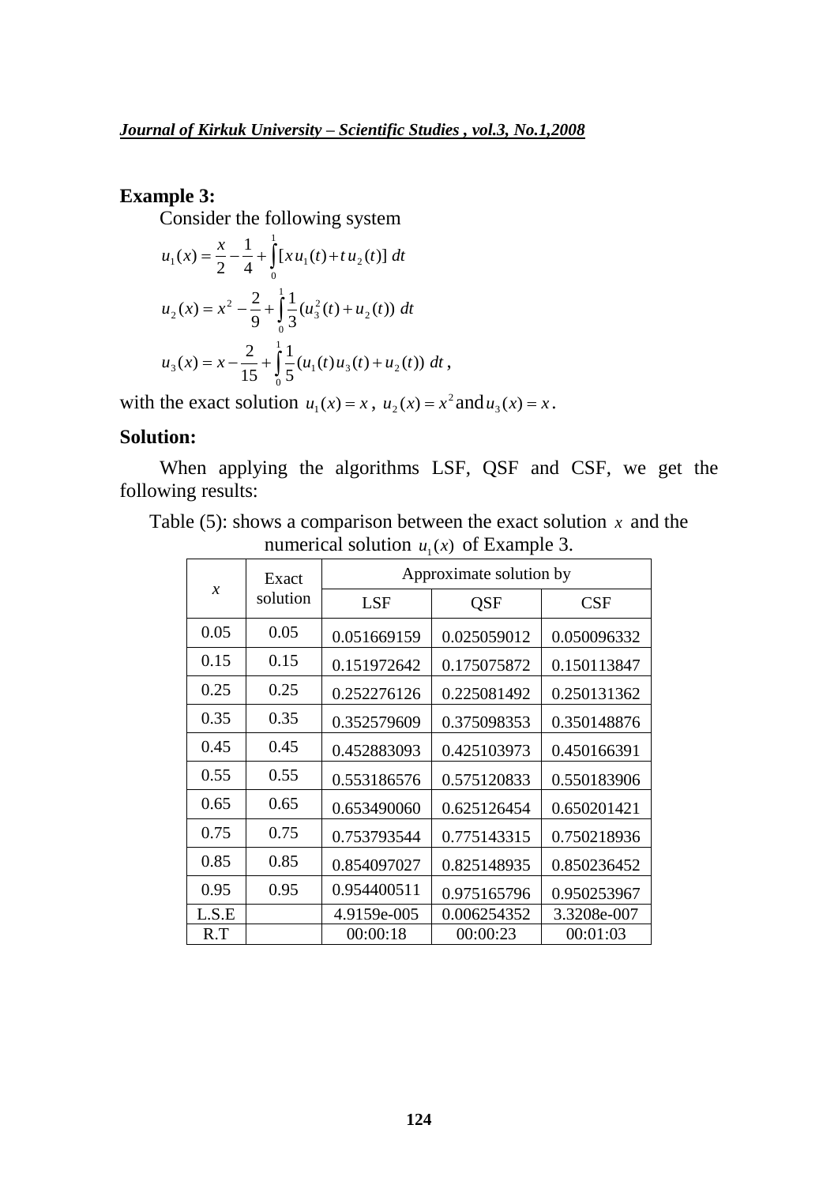**Example 3:**

Consider the following system

$$u_1(x) = \frac{x}{2} - \frac{1}{4} + \int_0^1 [x\,u_1(t) + t\,u_2(t)]\; dt$$

$$u_2(x) = x^2 - \frac{2}{9} + \int_0^1 \frac{1}{3}(u_3^2(t) + u_2(t))\; dt$$

$$u_3(x) = x - \frac{2}{15} + \int_0^1 \frac{1}{5}(u_1(t)u_3(t) + u_2(t))\; dt\,,$$

with the exact solution $u_1(x) = x$, $u_2(x) = x^2$ and $u_3(x) = x$.

**Solution:**

When applying the algorithms LSF, QSF and CSF, we get the following results:

Table (5): shows a comparison between the exact solution $x$ and the numerical solution $u_1(x)$ of Example 3.

| $x$ | Exact solution | Approximate solution by | | |
|---|---|---|---|---|
| | | LSF | QSF | CSF |
| 0.05 | 0.05 | 0.051669159 | 0.025059012 | 0.050096332 |
| 0.15 | 0.15 | 0.151972642 | 0.175075872 | 0.150113847 |
| 0.25 | 0.25 | 0.252276126 | 0.225081492 | 0.250131362 |
| 0.35 | 0.35 | 0.352579609 | 0.375098353 | 0.350148876 |
| 0.45 | 0.45 | 0.452883093 | 0.425103973 | 0.450166391 |
| 0.55 | 0.55 | 0.553186576 | 0.575120833 | 0.550183906 |
| 0.65 | 0.65 | 0.653490060 | 0.625126454 | 0.650201421 |
| 0.75 | 0.75 | 0.753793544 | 0.775143315 | 0.750218936 |
| 0.85 | 0.85 | 0.854097027 | 0.825148935 | 0.850236452 |
| 0.95 | 0.95 | 0.954400511 | 0.975165796 | 0.950253967 |
| L.S.E | | 4.9159e-005 | 0.006254352 | 3.3208e-007 |
| R.T | | 00:00:18 | 00:00:23 | 00:01:03 |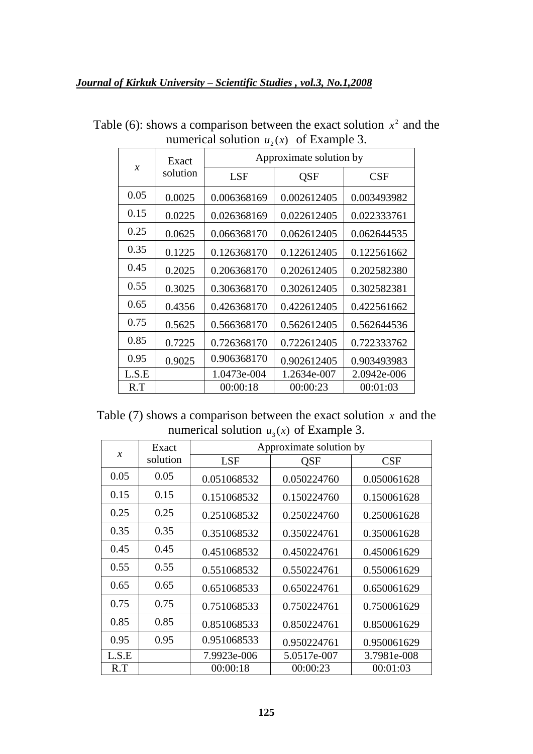Table (6): shows a comparison between the exact solution $x^2$ and the numerical solution $u_2(x)$ of Example 3.

| $x$ | Exact solution | Approximate solution by | | |
|---|---|---|---|---|
| | | LSF | QSF | CSF |
| 0.05 | 0.0025 | 0.006368169 | 0.002612405 | 0.003493982 |
| 0.15 | 0.0225 | 0.026368169 | 0.022612405 | 0.022333761 |
| 0.25 | 0.0625 | 0.066368170 | 0.062612405 | 0.062644535 |
| 0.35 | 0.1225 | 0.126368170 | 0.122612405 | 0.122561662 |
| 0.45 | 0.2025 | 0.206368170 | 0.202612405 | 0.202582380 |
| 0.55 | 0.3025 | 0.306368170 | 0.302612405 | 0.302582381 |
| 0.65 | 0.4356 | 0.426368170 | 0.422612405 | 0.422561662 |
| 0.75 | 0.5625 | 0.566368170 | 0.562612405 | 0.562644536 |
| 0.85 | 0.7225 | 0.726368170 | 0.722612405 | 0.722333762 |
| 0.95 | 0.9025 | 0.906368170 | 0.902612405 | 0.903493983 |
| L.S.E | | 1.0473e-004 | 1.2634e-007 | 2.0942e-006 |
| R.T | | 00:00:18 | 00:00:23 | 00:01:03 |

Table (7) shows a comparison between the exact solution $x$ and the numerical solution $u_3(x)$ of Example 3.

| $x$ | Exact solution | Approximate solution by | | |
|---|---|---|---|---|
| | | LSF | QSF | CSF |
| 0.05 | 0.05 | 0.051068532 | 0.050224760 | 0.050061628 |
| 0.15 | 0.15 | 0.151068532 | 0.150224760 | 0.150061628 |
| 0.25 | 0.25 | 0.251068532 | 0.250224760 | 0.250061628 |
| 0.35 | 0.35 | 0.351068532 | 0.350224761 | 0.350061628 |
| 0.45 | 0.45 | 0.451068532 | 0.450224761 | 0.450061629 |
| 0.55 | 0.55 | 0.551068532 | 0.550224761 | 0.550061629 |
| 0.65 | 0.65 | 0.651068533 | 0.650224761 | 0.650061629 |
| 0.75 | 0.75 | 0.751068533 | 0.750224761 | 0.750061629 |
| 0.85 | 0.85 | 0.851068533 | 0.850224761 | 0.850061629 |
| 0.95 | 0.95 | 0.951068533 | 0.950224761 | 0.950061629 |
| L.S.E | | 7.9923e-006 | 5.0517e-007 | 3.7981e-008 |
| R.T | | 00:00:18 | 00:00:23 | 00:01:03 |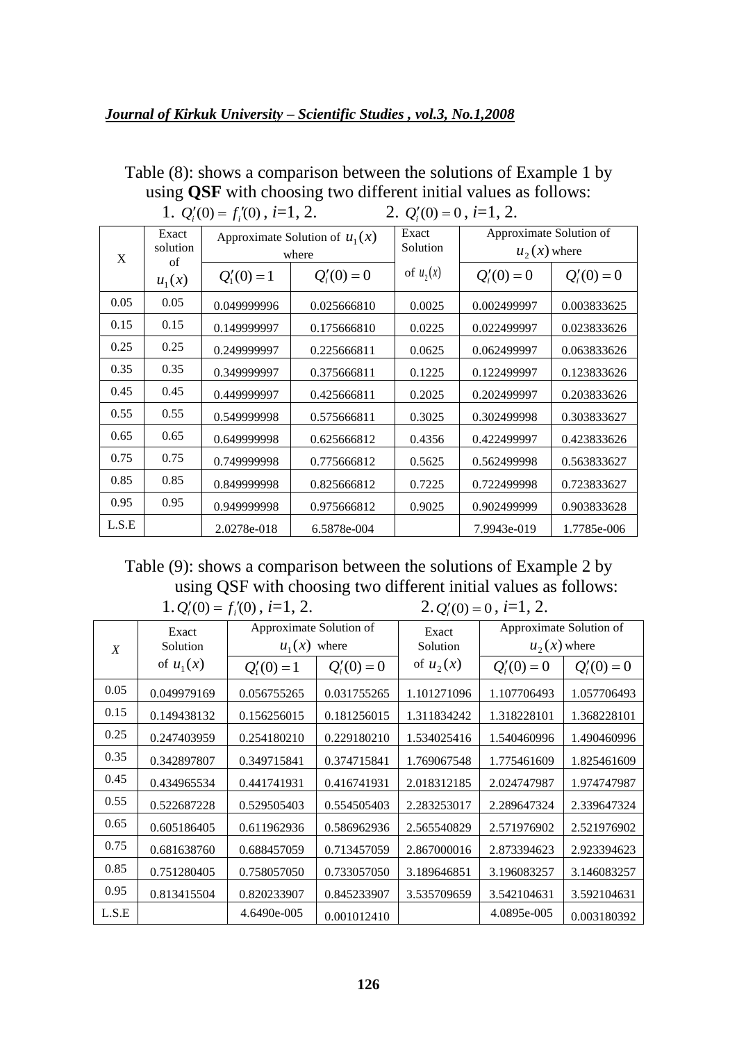Table (8): shows a comparison between the solutions of Example 1 by using **QSF** with choosing two different initial values as follows:

1. $Q_i'(0) = f_i'(0)$, $i$=1, 2. 2. $Q_i'(0) = 0$, $i$=1, 2.

| X | Exact solution of $u_1(x)$ | Approximate Solution of $u_1(x)$ where | | Exact Solution of $u_2(x)$ | Approximate Solution of $u_2(x)$ where | |
|---|---|---|---|---|---|---|
| | | $Q_1'(0) = 1$ | $Q_i'(0) = 0$ | | $Q_i'(0) = 0$ | $Q_i'(0) = 0$ |
| 0.05 | 0.05 | 0.049999996 | 0.025666810 | 0.0025 | 0.002499997 | 0.003833625 |
| 0.15 | 0.15 | 0.149999997 | 0.175666810 | 0.0225 | 0.022499997 | 0.023833626 |
| 0.25 | 0.25 | 0.249999997 | 0.225666811 | 0.0625 | 0.062499997 | 0.063833626 |
| 0.35 | 0.35 | 0.349999997 | 0.375666811 | 0.1225 | 0.122499997 | 0.123833626 |
| 0.45 | 0.45 | 0.449999997 | 0.425666811 | 0.2025 | 0.202499997 | 0.203833626 |
| 0.55 | 0.55 | 0.549999998 | 0.575666811 | 0.3025 | 0.302499998 | 0.303833627 |
| 0.65 | 0.65 | 0.649999998 | 0.625666812 | 0.4356 | 0.422499997 | 0.423833626 |
| 0.75 | 0.75 | 0.749999998 | 0.775666812 | 0.5625 | 0.562499998 | 0.563833627 |
| 0.85 | 0.85 | 0.849999998 | 0.825666812 | 0.7225 | 0.722499998 | 0.723833627 |
| 0.95 | 0.95 | 0.949999998 | 0.975666812 | 0.9025 | 0.902499999 | 0.903833628 |
| L.S.E | | 2.0278e-018 | 6.5878e-004 | | 7.9943e-019 | 1.7785e-006 |

Table (9): shows a comparison between the solutions of Example 2 by using QSF with choosing two different initial values as follows:

1. $Q_i'(0) = f_i'(0)$, $i$=1, 2. 2. $Q_i'(0) = 0$, $i$=1, 2.

| $X$ | Exact Solution of $u_1(x)$ | Approximate Solution of $u_1(x)$ where | | Exact Solution of $u_2(x)$ | Approximate Solution of $u_2(x)$ where | |
|---|---|---|---|---|---|---|
| | | $Q_1'(0) = 1$ | $Q_i'(0) = 0$ | | $Q_i'(0) = 0$ | $Q_i'(0) = 0$ |
| 0.05 | 0.049979169 | 0.056755265 | 0.031755265 | 1.101271096 | 1.107706493 | 1.057706493 |
| 0.15 | 0.149438132 | 0.156256015 | 0.181256015 | 1.311834242 | 1.318228101 | 1.368228101 |
| 0.25 | 0.247403959 | 0.254180210 | 0.229180210 | 1.534025416 | 1.540460996 | 1.490460996 |
| 0.35 | 0.342897807 | 0.349715841 | 0.374715841 | 1.769067548 | 1.775461609 | 1.825461609 |
| 0.45 | 0.434965534 | 0.441741931 | 0.416741931 | 2.018312185 | 2.024747987 | 1.974747987 |
| 0.55 | 0.522687228 | 0.529505403 | 0.554505403 | 2.283253017 | 2.289647324 | 2.339647324 |
| 0.65 | 0.605186405 | 0.611962936 | 0.586962936 | 2.565540829 | 2.571976902 | 2.521976902 |
| 0.75 | 0.681638760 | 0.688457059 | 0.713457059 | 2.867000016 | 2.873394623 | 2.923394623 |
| 0.85 | 0.751280405 | 0.758057050 | 0.733057050 | 3.189646851 | 3.196083257 | 3.146083257 |
| 0.95 | 0.813415504 | 0.820233907 | 0.845233907 | 3.535709659 | 3.542104631 | 3.592104631 |
| L.S.E | | 4.6490e-005 | 0.001012410 | | 4.0895e-005 | 0.003180392 |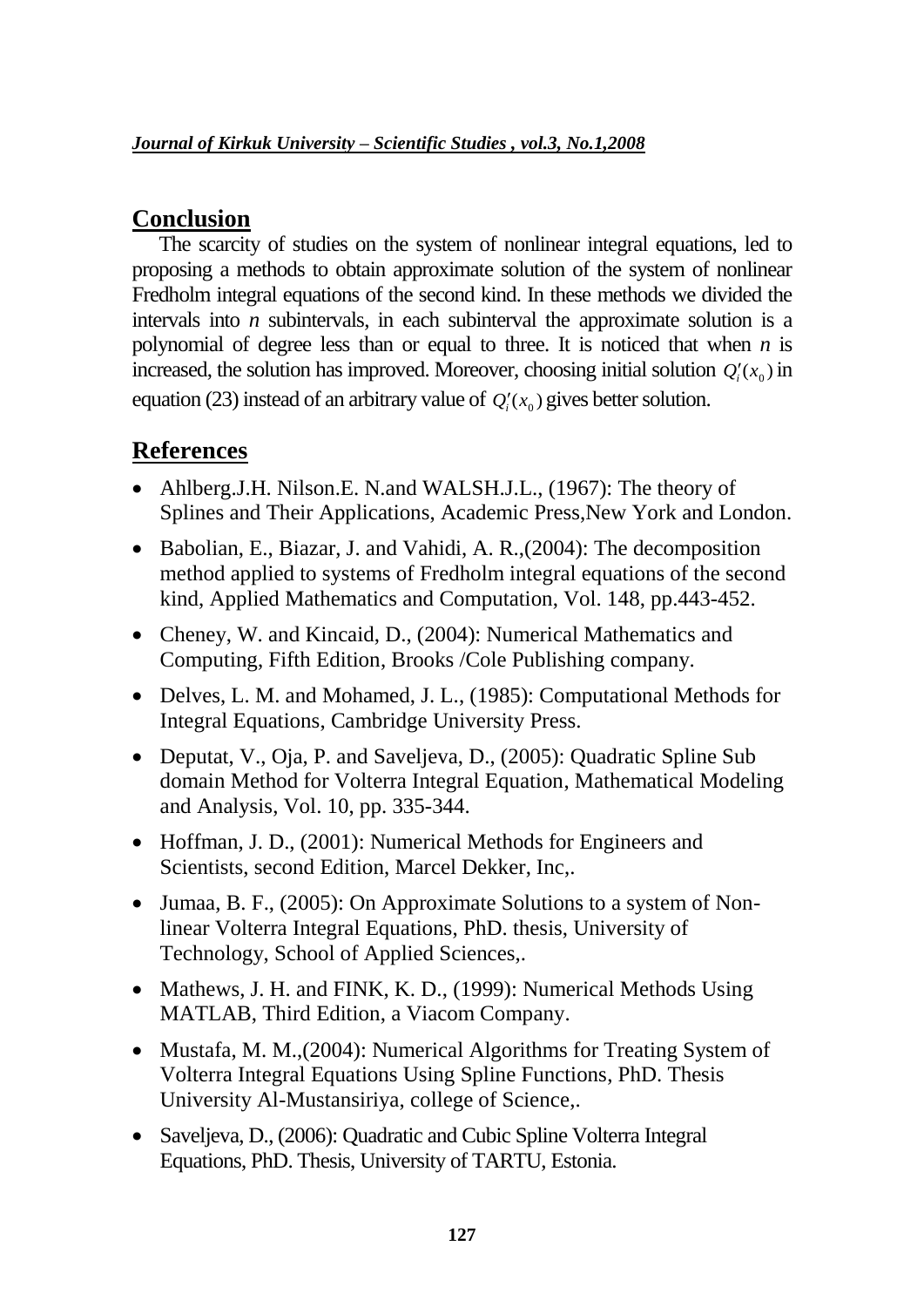## Conclusion

The scarcity of studies on the system of nonlinear integral equations, led to proposing a methods to obtain approximate solution of the system of nonlinear Fredholm integral equations of the second kind. In these methods we divided the intervals into $n$ subintervals, in each subinterval the approximate solution is a polynomial of degree less than or equal to three. It is noticed that when $n$ is increased, the solution has improved. Moreover, choosing initial solution $Q_i'(x_0)$ in equation (23) instead of an arbitrary value of $Q_i'(x_0)$ gives better solution.

## References

- Ahlberg.J.H. Nilson.E. N.and WALSH.J.L., (1967): The theory of Splines and Their Applications, Academic Press,New York and London.
- Babolian, E., Biazar, J. and Vahidi, A. R.,(2004): The decomposition method applied to systems of Fredholm integral equations of the second kind, Applied Mathematics and Computation, Vol. 148, pp.443-452.
- Cheney, W. and Kincaid, D., (2004): Numerical Mathematics and Computing, Fifth Edition, Brooks /Cole Publishing company.
- Delves, L. M. and Mohamed, J. L., (1985): Computational Methods for Integral Equations, Cambridge University Press.
- Deputat, V., Oja, P. and Saveljeva, D., (2005): Quadratic Spline Sub domain Method for Volterra Integral Equation, Mathematical Modeling and Analysis, Vol. 10, pp. 335-344.
- Hoffman, J. D., (2001): Numerical Methods for Engineers and Scientists, second Edition, Marcel Dekker, Inc,.
- Jumaa, B. F., (2005): On Approximate Solutions to a system of Non-linear Volterra Integral Equations, PhD. thesis, University of Technology, School of Applied Sciences,.
- Mathews, J. H. and FINK, K. D., (1999): Numerical Methods Using MATLAB, Third Edition, a Viacom Company.
- Mustafa, M. M.,(2004): Numerical Algorithms for Treating System of Volterra Integral Equations Using Spline Functions, PhD. Thesis University Al-Mustansiriya, college of Science,.
- Saveljeva, D., (2006): Quadratic and Cubic Spline Volterra Integral Equations, PhD. Thesis, University of TARTU, Estonia.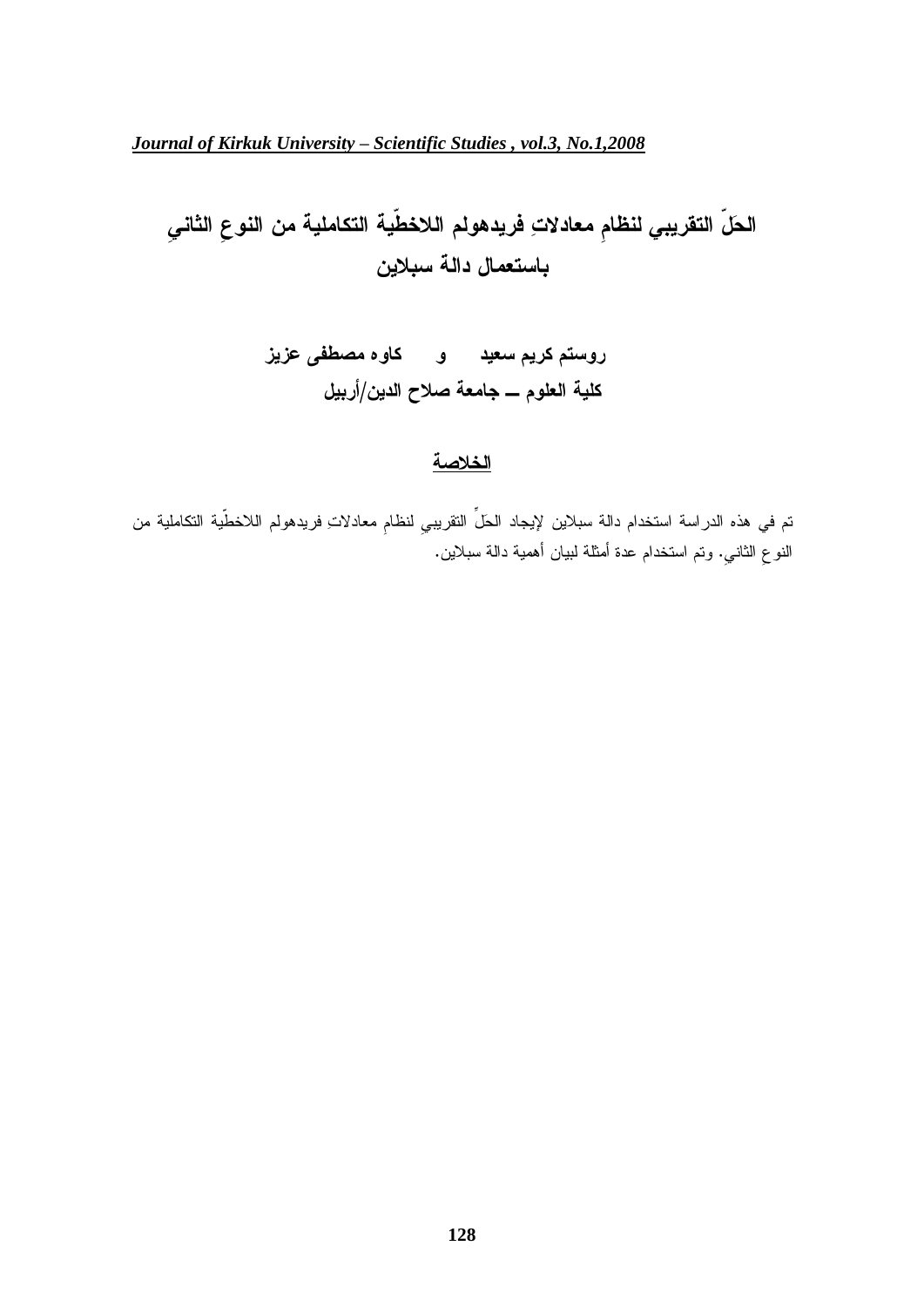# الحَلّ التقريبي لنظامِ معادلاتِ فريدهولم اللاخطّية التكاملية من النوعِ الثانيِ باستعمال دالة سبلاين

**روستم كريم سعيد و كاوه مصطفى عزيز**

**كلية العلوم ــ جامعة صلاح الدين/أربيل**

## الخلاصة

تم في هذه الدراسة استخدام دالة سبلاين لإيجاد الحَلِّ التقريبيِ لنظامِ معادلاتِ فريدهولم اللاخطّية التكاملية من النوعِ الثانيِ. وتم استخدام عدة أمثلة لبيان أهمية دالة سبلاين.